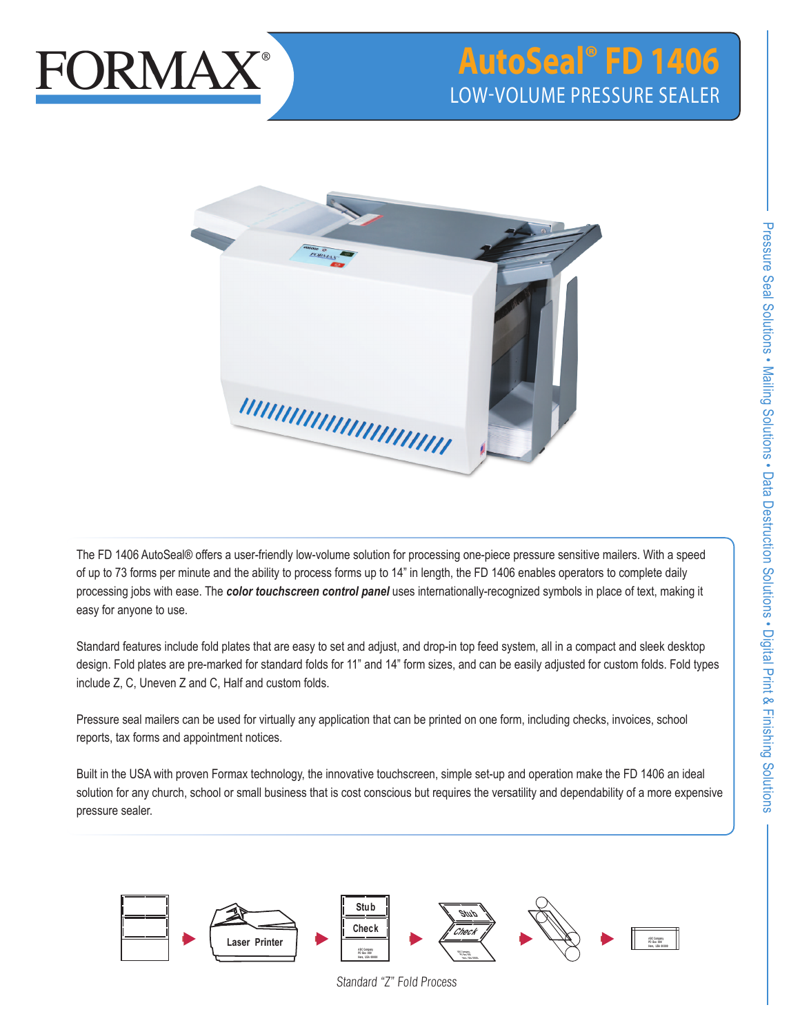# FORMAX®

# AutoSeal® FD 1406

## LOW-VOLUME PRESSURE SEALER

The FD 1406 AutoSeal® offers a user-friendly low-volume solution for processing one-piece pressure sensitive mailers. With a speed of up to 73 forms per minute and the ability to process forms up to 14" in length, the FD 1406 enables operators to complete daily processing jobs with ease. The ***color touchscreen control panel*** uses internationally-recognized symbols in place of text, making it easy for anyone to use.

Standard features include fold plates that are easy to set and adjust, and drop-in top feed system, all in a compact and sleek desktop design. Fold plates are pre-marked for standard folds for 11" and 14" form sizes, and can be easily adjusted for custom folds. Fold types include Z, C, Uneven Z and C, Half and custom folds.

Pressure seal mailers can be used for virtually any application that can be printed on one form, including checks, invoices, school reports, tax forms and appointment notices.

Built in the USA with proven Formax technology, the innovative touchscreen, simple set-up and operation make the FD 1406 an ideal solution for any church, school or small business that is cost conscious but requires the versatility and dependability of a more expensive pressure sealer.

Laser Printer → Stub / Check → Stub / Check

*Standard "Z" Fold Process*

Pressure Seal Solutions • Mailing Solutions • Data Destruction Solutions • Digital Print & Finishing Solutions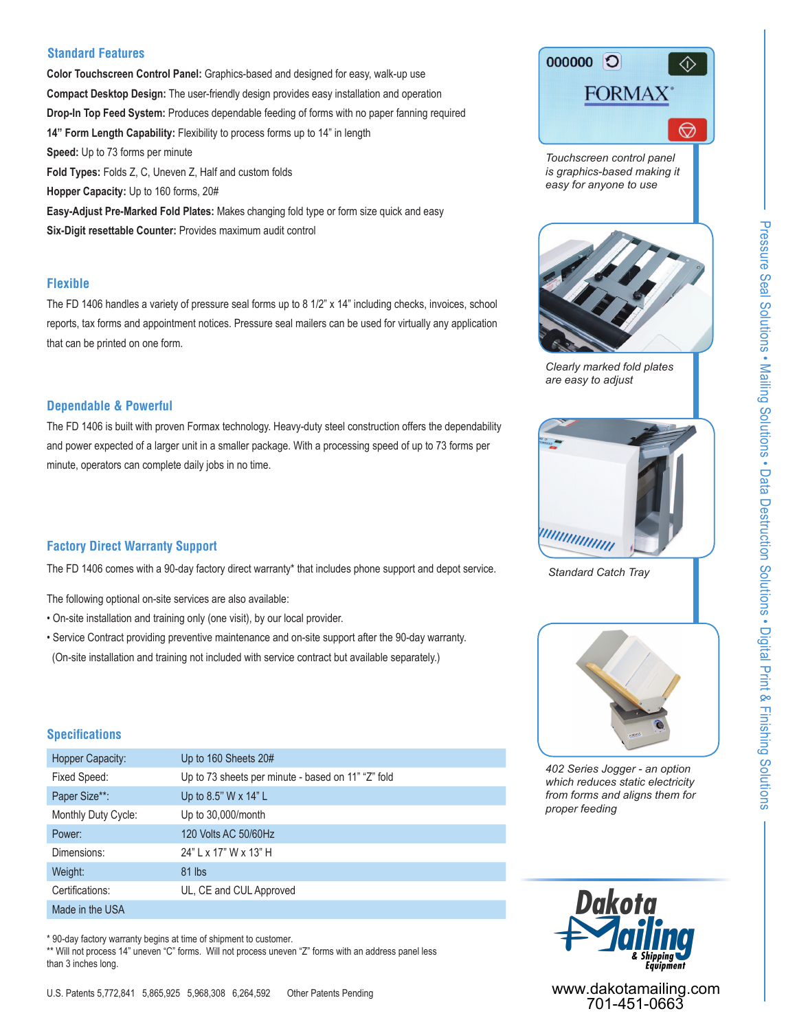## Standard Features

**Color Touchscreen Control Panel:** Graphics-based and designed for easy, walk-up use

**Compact Desktop Design:** The user-friendly design provides easy installation and operation

**Drop-In Top Feed System:** Produces dependable feeding of forms with no paper fanning required

**14" Form Length Capability:** Flexibility to process forms up to 14" in length

**Speed:** Up to 73 forms per minute

**Fold Types:** Folds Z, C, Uneven Z, Half and custom folds

**Hopper Capacity:** Up to 160 forms, 20#

**Easy-Adjust Pre-Marked Fold Plates:** Makes changing fold type or form size quick and easy

**Six-Digit resettable Counter:** Provides maximum audit control

## Flexible

The FD 1406 handles a variety of pressure seal forms up to 8 1/2" x 14" including checks, invoices, school reports, tax forms and appointment notices. Pressure seal mailers can be used for virtually any application that can be printed on one form.

## Dependable & Powerful

The FD 1406 is built with proven Formax technology. Heavy-duty steel construction offers the dependability and power expected of a larger unit in a smaller package. With a processing speed of up to 73 forms per minute, operators can complete daily jobs in no time.

## Factory Direct Warranty Support

The FD 1406 comes with a 90-day factory direct warranty* that includes phone support and depot service.

The following optional on-site services are also available:

- On-site installation and training only (one visit), by our local provider.
- Service Contract providing preventive maintenance and on-site support after the 90-day warranty. (On-site installation and training not included with service contract but available separately.)

## Specifications

| | |
|---|---|
| Hopper Capacity: | Up to 160 Sheets 20# |
| Fixed Speed: | Up to 73 sheets per minute - based on 11" "Z" fold |
| Paper Size**: | Up to 8.5" W x 14" L |
| Monthly Duty Cycle: | Up to 30,000/month |
| Power: | 120 Volts AC 50/60Hz |
| Dimensions: | 24" L x 17" W x 13" H |
| Weight: | 81 lbs |
| Certifications: | UL, CE and CUL Approved |
| Made in the USA | |

* 90-day factory warranty begins at time of shipment to customer.
** Will not process 14" uneven "C" forms. Will not process uneven "Z" forms with an address panel less than 3 inches long.

U.S. Patents 5,772,841 5,865,925 5,968,308 6,264,592 Other Patents Pending

000000 FORMAX

*Touchscreen control panel is graphics-based making it easy for anyone to use*

*Clearly marked fold plates are easy to adjust*

*Standard Catch Tray*

*402 Series Jogger - an option which reduces static electricity from forms and aligns them for proper feeding*

Pressure Seal Solutions • Mailing Solutions • Data Destruction Solutions • Digital Print & Finishing Solutions

Dakota Mailing & Shipping Equipment

www.dakotamailing.com
701-451-0663